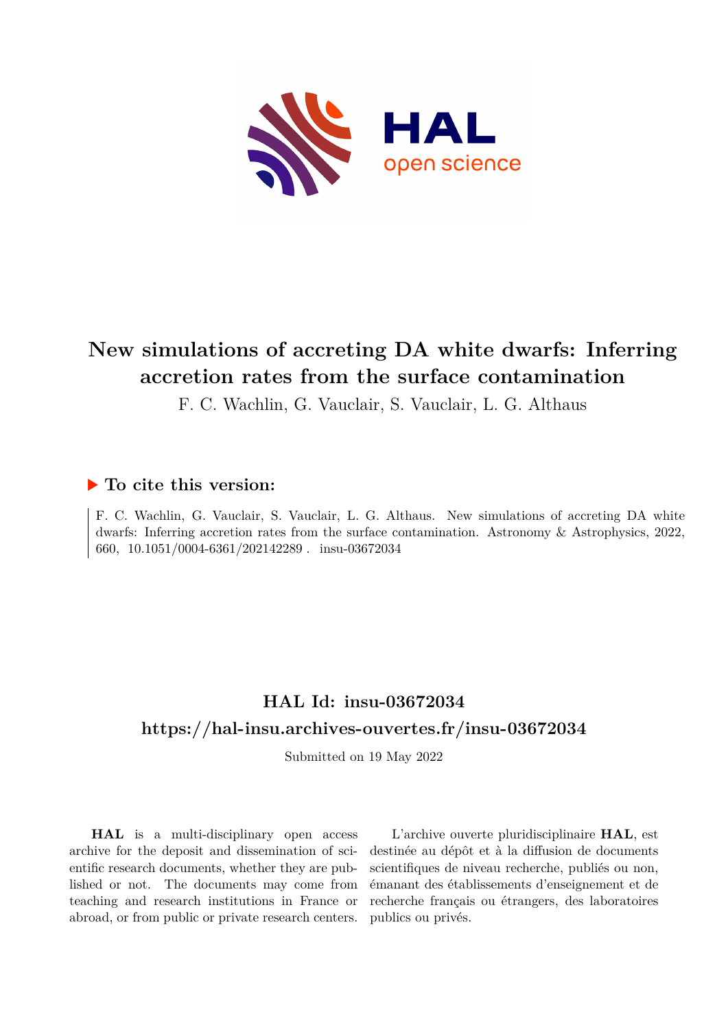# New simulations of accreting DA white dwarfs: Inferring accretion rates from the surface contamination

F. C. Wachlin, G. Vauclair, S. Vauclair, L. G. Althaus

## ▶ To cite this version:

F. C. Wachlin, G. Vauclair, S. Vauclair, L. G. Althaus. New simulations of accreting DA white dwarfs: Inferring accretion rates from the surface contamination. Astronomy & Astrophysics, 2022, 660, 10.1051/0004-6361/202142289. insu-03672034

## HAL Id: insu-03672034

## https://hal-insu.archives-ouvertes.fr/insu-03672034

Submitted on 19 May 2022

**HAL** is a multi-disciplinary open access archive for the deposit and dissemination of scientific research documents, whether they are published or not. The documents may come from teaching and research institutions in France or abroad, or from public or private research centers.

L'archive ouverte pluridisciplinaire **HAL**, est destinée au dépôt et à la diffusion de documents scientifiques de niveau recherche, publiés ou non, émanant des établissements d'enseignement et de recherche français ou étrangers, des laboratoires publics ou privés.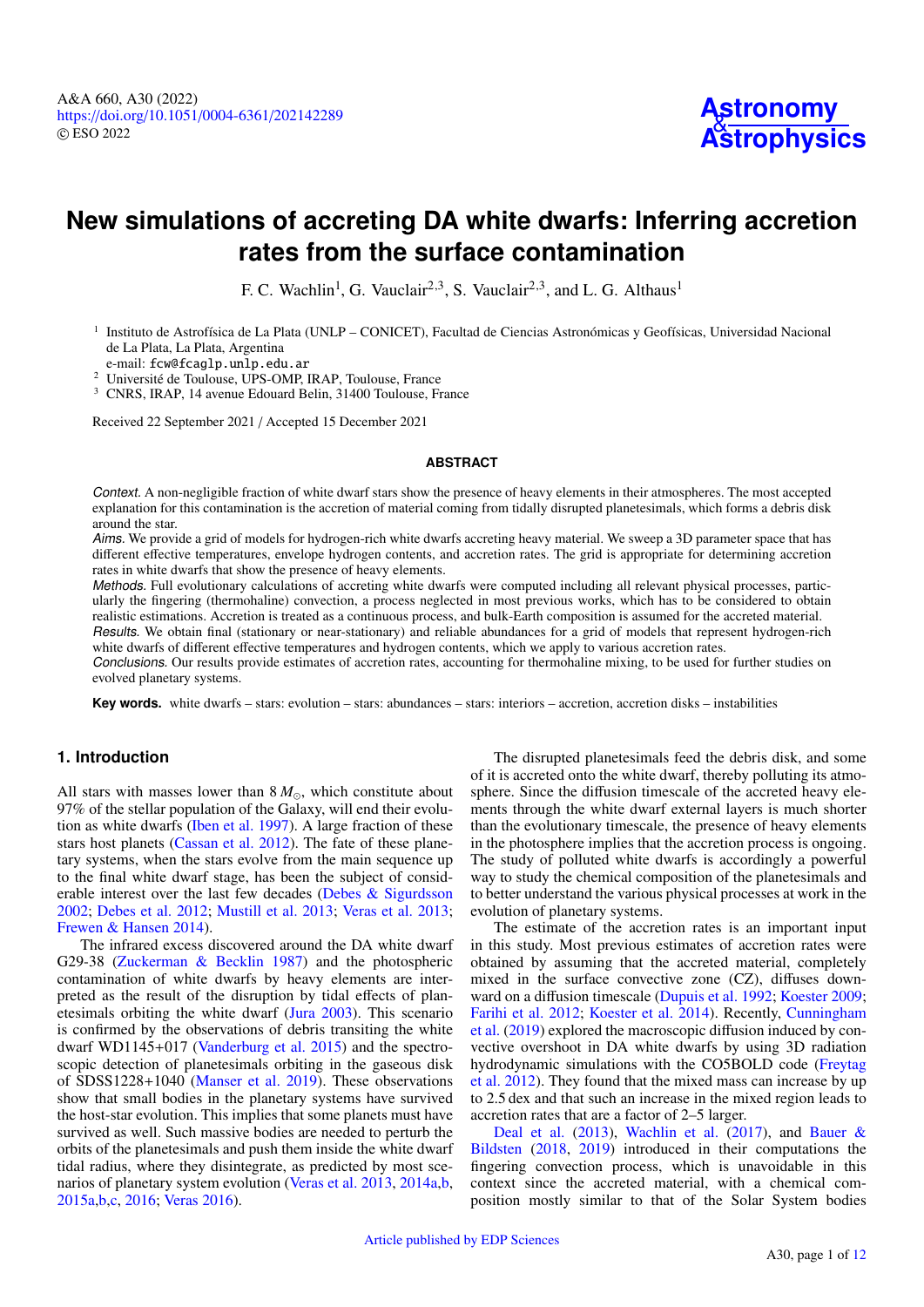# New simulations of accreting DA white dwarfs: Inferring accretion rates from the surface contamination

F. C. Wachlin[1], G. Vauclair[2,3], S. Vauclair[2,3], and L. G. Althaus[1]

[1] Instituto de Astrofísica de La Plata (UNLP – CONICET), Facultad de Ciencias Astronómicas y Geofísicas, Universidad Nacional de La Plata, La Plata, Argentina
e-mail: fcw@fcaglp.unlp.edu.ar

[2] Université de Toulouse, UPS-OMP, IRAP, Toulouse, France

[3] CNRS, IRAP, 14 avenue Edouard Belin, 31400 Toulouse, France

Received 22 September 2021 / Accepted 15 December 2021

## ABSTRACT

*Context.* A non-negligible fraction of white dwarf stars show the presence of heavy elements in their atmospheres. The most accepted explanation for this contamination is the accretion of material coming from tidally disrupted planetesimals, which forms a debris disk around the star.

*Aims.* We provide a grid of models for hydrogen-rich white dwarfs accreting heavy material. We sweep a 3D parameter space that has different effective temperatures, envelope hydrogen contents, and accretion rates. The grid is appropriate for determining accretion rates in white dwarfs that show the presence of heavy elements.

*Methods.* Full evolutionary calculations of accreting white dwarfs were computed including all relevant physical processes, particularly the fingering (thermohaline) convection, a process neglected in most previous works, which has to be considered to obtain realistic estimations. Accretion is treated as a continuous process, and bulk-Earth composition is assumed for the accreted material.

*Results.* We obtain final (stationary or near-stationary) and reliable abundances for a grid of models that represent hydrogen-rich white dwarfs of different effective temperatures and hydrogen contents, which we apply to various accretion rates.

*Conclusions.* Our results provide estimates of accretion rates, accounting for thermohaline mixing, to be used for further studies on evolved planetary systems.

**Key words.** white dwarfs – stars: evolution – stars: abundances – stars: interiors – accretion, accretion disks – instabilities

## 1. Introduction

All stars with masses lower than 8 $M_\odot$, which constitute about 97% of the stellar population of the Galaxy, will end their evolution as white dwarfs (Iben et al. 1997). A large fraction of these stars host planets (Cassan et al. 2012). The fate of these planetary systems, when the stars evolve from the main sequence up to the final white dwarf stage, has been the subject of considerable interest over the last few decades (Debes & Sigurdsson 2002; Debes et al. 2012; Mustill et al. 2013; Veras et al. 2013; Frewen & Hansen 2014).

The infrared excess discovered around the DA white dwarf G29-38 (Zuckerman & Becklin 1987) and the photospheric contamination of white dwarfs by heavy elements are interpreted as the result of the disruption by tidal effects of planetesimals orbiting the white dwarf (Jura 2003). This scenario is confirmed by the observations of debris transiting the white dwarf WD1145+017 (Vanderburg et al. 2015) and the spectroscopic detection of planetesimals orbiting in the gaseous disk of SDSS1228+1040 (Manser et al. 2019). These observations show that small bodies in the planetary systems have survived the host-star evolution. This implies that some planets must have survived as well. Such massive bodies are needed to perturb the orbits of the planetesimals and push them inside the white dwarf tidal radius, where they disintegrate, as predicted by most scenarios of planetary system evolution (Veras et al. 2013, 2014a,b, 2015a,b,c, 2016; Veras 2016).

The disrupted planetesimals feed the debris disk, and some of it is accreted onto the white dwarf, thereby polluting its atmosphere. Since the diffusion timescale of the accreted heavy elements through the white dwarf external layers is much shorter than the evolutionary timescale, the presence of heavy elements in the photosphere implies that the accretion process is ongoing. The study of polluted white dwarfs is accordingly a powerful way to study the chemical composition of the planetesimals and to better understand the various physical processes at work in the evolution of planetary systems.

The estimate of the accretion rates is an important input in this study. Most previous estimates of accretion rates were obtained by assuming that the accreted material, completely mixed in the surface convective zone (CZ), diffuses downward on a diffusion timescale (Dupuis et al. 1992; Koester 2009; Farihi et al. 2012; Koester et al. 2014). Recently, Cunningham et al. (2019) explored the macroscopic diffusion induced by convective overshoot in DA white dwarfs by using 3D radiation hydrodynamic simulations with the CO5BOLD code (Freytag et al. 2012). They found that the mixed mass can increase by up to 2.5 dex and that such an increase in the mixed region leads to accretion rates that are a factor of 2–5 larger.

Deal et al. (2013), Wachlin et al. (2017), and Bauer & Bildsten (2018, 2019) introduced in their computations the fingering convection process, which is unavoidable in this context since the accreted material, with a chemical composition mostly similar to that of the Solar System bodies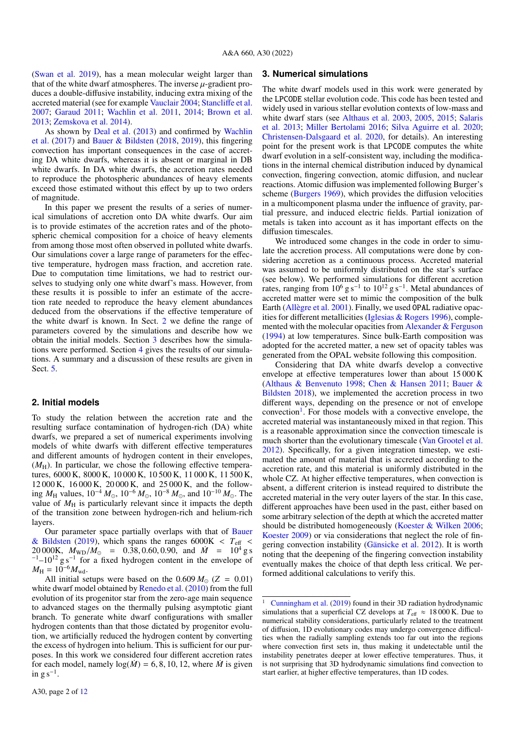(Swan et al. 2019), has a mean molecular weight larger than that of the white dwarf atmospheres. The inverse $\mu$-gradient produces a double-diffusive instability, inducing extra mixing of the accreted material (see for example Vauclair 2004; Stancliffe et al. 2007; Garaud 2011; Wachlin et al. 2011, 2014; Brown et al. 2013; Zemskova et al. 2014).

As shown by Deal et al. (2013) and confirmed by Wachlin et al. (2017) and Bauer & Bildsten (2018, 2019), this fingering convection has important consequences in the case of accreting DA white dwarfs, whereas it is absent or marginal in DB white dwarfs. In DA white dwarfs, the accretion rates needed to reproduce the photospheric abundances of heavy elements exceed those estimated without this effect by up to two orders of magnitude.

In this paper we present the results of a series of numerical simulations of accretion onto DA white dwarfs. Our aim is to provide estimates of the accretion rates and of the photospheric chemical composition for a choice of heavy elements from among those most often observed in polluted white dwarfs. Our simulations cover a large range of parameters for the effective temperature, hydrogen mass fraction, and accretion rate. Due to computation time limitations, we had to restrict ourselves to studying only one white dwarf's mass. However, from these results it is possible to infer an estimate of the accretion rate needed to reproduce the heavy element abundances deduced from the observations if the effective temperature of the white dwarf is known. In Sect. 2 we define the range of parameters covered by the simulations and describe how we obtain the initial models. Section 3 describes how the simulations were performed. Section 4 gives the results of our simulations. A summary and a discussion of these results are given in Sect. 5.

## 2. Initial models

To study the relation between the accretion rate and the resulting surface contamination of hydrogen-rich (DA) white dwarfs, we prepared a set of numerical experiments involving models of white dwarfs with different effective temperatures and different amounts of hydrogen content in their envelopes, ($M_{\rm H}$). In particular, we chose the following effective temperatures, 6000 K, 8000 K, 10 000 K, 10 500 K, 11 000 K, 11 500 K, 12 000 K, 16 000 K, 20 000 K, and 25 000 K, and the following $M_{\rm H}$ values, $10^{-4}\,M_{\odot}$, $10^{-6}\,M_{\odot}$, $10^{-8}\,M_{\odot}$, and $10^{-10}\,M_{\odot}$. The value of $M_{\rm H}$ is particularly relevant since it impacts the depth of the transition zone between hydrogen-rich and helium-rich layers.

Our parameter space partially overlaps with that of Bauer & Bildsten (2019), which spans the ranges 6000K $< T_{\rm eff} <$ 20 000K, $M_{\rm WD}/M_{\odot}$ = 0.38, 0.60, 0.90, and $\dot{M}$ = $10^{4}$ g s$^{-1}$–$10^{12}$ g s$^{-1}$ for a fixed hydrogen content in the envelope of $M_{\rm H} = 10^{-6} M_{\rm wd}$.

All initial setups were based on the 0.609 $M_{\odot}$ ($Z$ = 0.01) white dwarf model obtained by Renedo et al. (2010) from the full evolution of its progenitor star from the zero-age main sequence to advanced stages on the thermally pulsing asymptotic giant branch. To generate white dwarf configurations with smaller hydrogen contents than those dictated by progenitor evolution, we artificially reduced the hydrogen content by converting the excess of hydrogen into helium. This is sufficient for our purposes. In this work we considered four different accretion rates for each model, namely $\log(\dot{M})$ = 6, 8, 10, 12, where $\dot{M}$ is given in g s$^{-1}$.

## 3. Numerical simulations

The white dwarf models used in this work were generated by the LPCODE stellar evolution code. This code has been tested and widely used in various stellar evolution contexts of low-mass and white dwarf stars (see Althaus et al. 2003, 2005, 2015; Salaris et al. 2013; Miller Bertolami 2016; Silva Aguirre et al. 2020; Christensen-Dalsgaard et al. 2020, for details). An interesting point for the present work is that LPCODE computes the white dwarf evolution in a self-consistent way, including the modifications in the internal chemical distribution induced by dynamical convection, fingering convection, atomic diffusion, and nuclear reactions. Atomic diffusion was implemented following Burger's scheme (Burgers 1969), which provides the diffusion velocities in a multicomponent plasma under the influence of gravity, partial pressure, and induced electric fields. Partial ionization of metals is taken into account as it has important effects on the diffusion timescales.

We introduced some changes in the code in order to simulate the accretion process. All computations were done by considering accretion as a continuous process. Accreted material was assumed to be uniformly distributed on the star's surface (see below). We performed simulations for different accretion rates, ranging from $10^{6}$ g s$^{-1}$ to $10^{12}$ g s$^{-1}$. Metal abundances of accreted matter were set to mimic the composition of the bulk Earth (Allègre et al. 2001). Finally, we used OPAL radiative opacities for different metallicities (Iglesias & Rogers 1996), complemented with the molecular opacities from Alexander & Ferguson (1994) at low temperatures. Since bulk-Earth composition was adopted for the accreted matter, a new set of opacity tables was generated from the OPAL website following this composition.

Considering that DA white dwarfs develop a convective envelope at effective temperatures lower than about 15 000 K (Althaus & Benvenuto 1998; Chen & Hansen 2011; Bauer & Bildsten 2018), we implemented the accretion process in two different ways, depending on the presence or not of envelope convection[1]. For those models with a convective envelope, the accreted material was instantaneously mixed in that region. This is a reasonable approximation since the convection timescale is much shorter than the evolutionary timescale (Van Grootel et al. 2012). Specifically, for a given integration timestep, we estimated the amount of material that is accreted according to the accretion rate, and this material is uniformly distributed in the whole CZ. At higher effective temperatures, when convection is absent, a different criterion is instead required to distribute the accreted material in the very outer layers of the star. In this case, different approaches have been used in the past, either based on some arbitrary selection of the depth at which the accreted matter should be distributed homogeneously (Koester & Wilken 2006; Koester 2009) or via considerations that neglect the role of fingering convection instability (Gänsicke et al. 2012). It is worth noting that the deepening of the fingering convection instability eventually makes the choice of that depth less critical. We performed additional calculations to verify this.

[1] Cunningham et al. (2019) found in their 3D radiation hydrodynamic simulations that a superficial CZ develops at $T_{\rm eff} \approx 18\,000$ K. Due to numerical stability considerations, particularly related to the treatment of diffusion, 1D evolutionary codes may undergo convergence difficulties when the radially sampling extends too far out into the regions where convection first sets in, thus making it undetectable until the instability penetrates deeper at lower effective temperatures. Thus, it is not surprising that 3D hydrodynamic simulations find convection to start earlier, at higher effective temperatures, than 1D codes.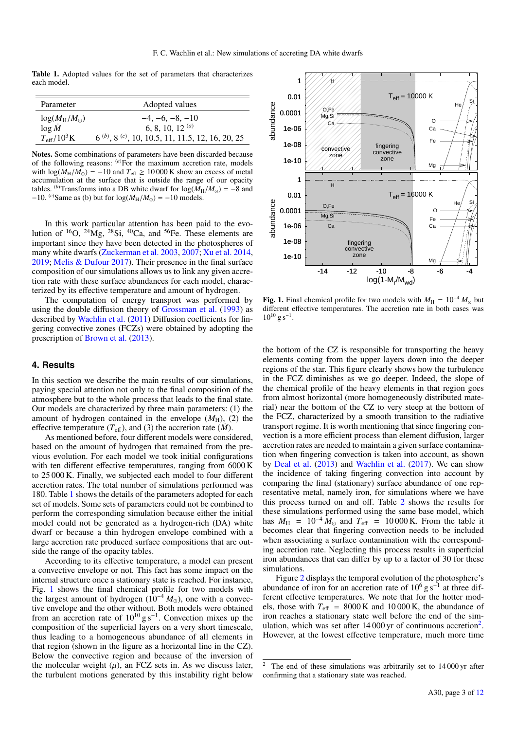**Table 1.** Adopted values for the set of parameters that characterizes each model.

| Parameter | Adopted values |
|---|---|
| $\log(M_{\rm H}/M_\odot)$ | −4, −6, −8, −10 |
| $\log \dot{M}$ | 6, 8, 10, 12 $^{(a)}$ |
| $T_{\rm eff}/10^3$K | 6 $^{(b)}$, 8 $^{(c)}$, 10, 10.5, 11, 11.5, 12, 16, 20, 25 |

**Notes.** Some combinations of parameters have been discarded because of the following reasons: $^{(a)}$For the maximum accretion rate, models with $\log(M_{\rm H}/M_\odot) = -10$ and $T_{\rm eff} \geq 10\,000$ K show an excess of metal accumulation at the surface that is outside the range of our opacity tables. $^{(b)}$Transforms into a DB white dwarf for $\log(M_{\rm H}/M_\odot) = -8$ and −10. $^{(c)}$Same as (b) but for $\log(M_{\rm H}/M_\odot) = -10$ models.

In this work particular attention has been paid to the evolution of $^{16}$O, $^{24}$Mg, $^{28}$Si, $^{40}$Ca, and $^{56}$Fe. These elements are important since they have been detected in the photospheres of many white dwarfs (Zuckerman et al. 2003, 2007; Xu et al. 2014, 2019; Melis & Dufour 2017). Their presence in the final surface composition of our simulations allows us to link any given accretion rate with these surface abundances for each model, characterized by its effective temperature and amount of hydrogen.

The computation of energy transport was performed by using the double diffusion theory of Grossman et al. (1993) as described by Wachlin et al. (2011) Diffusion coefficients for fingering convective zones (FCZs) were obtained by adopting the prescription of Brown et al. (2013).

## 4. Results

In this section we describe the main results of our simulations, paying special attention not only to the final composition of the atmosphere but to the whole process that leads to the final state. Our models are characterized by three main parameters: (1) the amount of hydrogen contained in the envelope ($M_{\rm H}$), (2) the effective temperature ($T_{\rm eff}$), and (3) the accretion rate ($\dot{M}$).

As mentioned before, four different models were considered, based on the amount of hydrogen that remained from the previous evolution. For each model we took initial configurations with ten different effective temperatures, ranging from 6000 K to 25 000 K. Finally, we subjected each model to four different accretion rates. The total number of simulations performed was 180. Table 1 shows the details of the parameters adopted for each set of models. Some sets of parameters could not be combined to perform the corresponding simulation because either the initial model could not be generated as a hydrogen-rich (DA) white dwarf or because a thin hydrogen envelope combined with a large accretion rate produced surface compositions that are outside the range of the opacity tables.

According to its effective temperature, a model can present a convective envelope or not. This fact has some impact on the internal structure once a stationary state is reached. For instance, Fig. 1 shows the final chemical profile for two models with the largest amount of hydrogen ($10^{-4}\,M_\odot$), one with a convective envelope and the other without. Both models were obtained from an accretion rate of $10^{10}$ g s$^{-1}$. Convection mixes up the composition of the superficial layers on a very short timescale, thus leading to a homogeneous abundance of all elements in that region (shown in the figure as a horizontal line in the CZ). Below the convective region and because of the inversion of the molecular weight ($\mu$), an FCZ sets in. As we discuss later, the turbulent motions generated by this instability right below the bottom of the CZ is responsible for transporting the heavy elements coming from the upper layers down into the deeper regions of the star. This figure clearly shows how the turbulence in the FCZ diminishes as we go deeper. Indeed, the slope of the chemical profile of the heavy elements in that region goes from almost horizontal (more homogeneously distributed material) near the bottom of the CZ to very steep at the bottom of the FCZ, characterized by a smooth transition to the radiative transport regime. It is worth mentioning that since fingering convection is a more efficient process than element diffusion, larger accretion rates are needed to maintain a given surface contamination when fingering convection is taken into account, as shown by Deal et al. (2013) and Wachlin et al. (2017). We can show the incidence of taking fingering convection into account by comparing the final (stationary) surface abundance of one representative metal, namely iron, for simulations where we have this process turned on and off. Table 2 shows the results for these simulations performed using the same base model, which has $M_{\rm H} = 10^{-4}\,M_\odot$ and $T_{\rm eff} = 10\,000$ K. From the table it becomes clear that fingering convection needs to be included when associating a surface contamination with the corresponding accretion rate. Neglecting this process results in superficial iron abundances that can differ by up to a factor of 30 for these simulations.

**Fig. 1.** Final chemical profile for two models with $M_{\rm H} = 10^{-4}\,M_\odot$ but different effective temperatures. The accretion rate in both cases was $10^{10}$ g s$^{-1}$.

Figure 2 displays the temporal evolution of the photosphere's abundance of iron for an accretion rate of $10^6$ g s$^{-1}$ at three different effective temperatures. We note that for the hotter models, those with $T_{\rm eff} = 8000$ K and 10 000 K, the abundance of iron reaches a stationary state well before the end of the simulation, which was set after 14 000 yr of continuous accretion[2]. However, at the lowest effective temperature, much more time

[2] The end of these simulations was arbitrarily set to 14 000 yr after confirming that a stationary state was reached.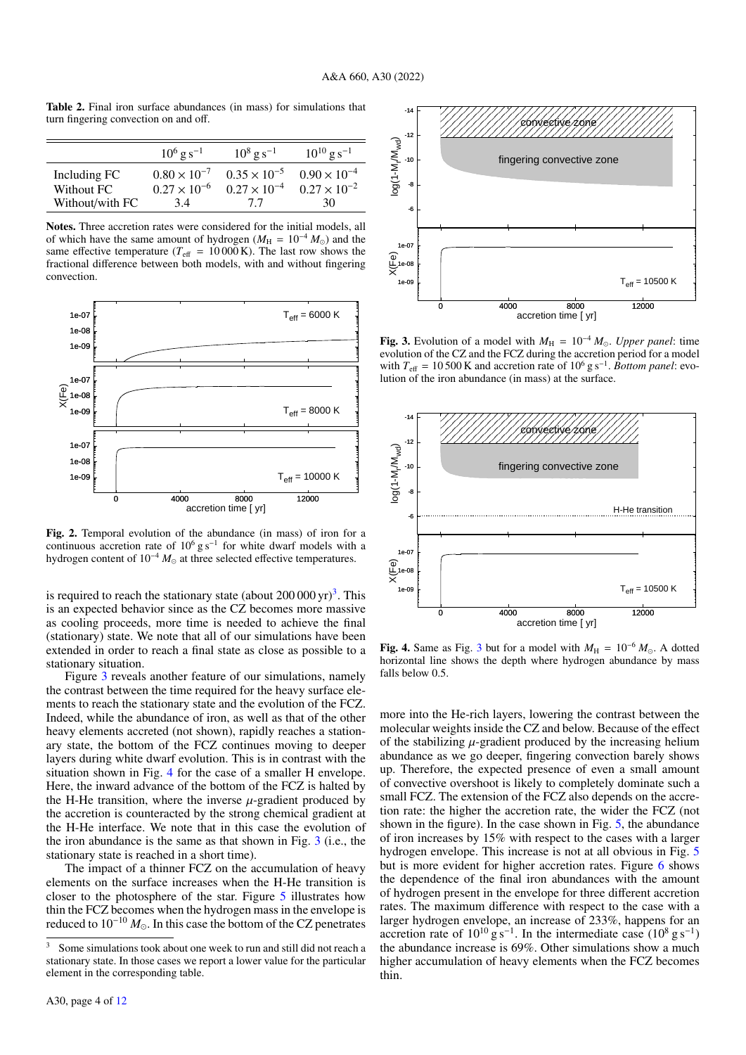**Table 2.** Final iron surface abundances (in mass) for simulations that turn fingering convection on and off.

| | $10^6\,\mathrm{g\,s^{-1}}$ | $10^8\,\mathrm{g\,s^{-1}}$ | $10^{10}\,\mathrm{g\,s^{-1}}$ |
|---|---|---|---|
| Including FC | $0.80\times10^{-7}$ | $0.35\times10^{-5}$ | $0.90\times10^{-4}$ |
| Without FC | $0.27\times10^{-6}$ | $0.27\times10^{-4}$ | $0.27\times10^{-2}$ |
| Without/with FC | 3.4 | 7.7 | 30 |

**Notes.** Three accretion rates were considered for the initial models, all of which have the same amount of hydrogen ($M_\mathrm{H} = 10^{-4}\,M_\odot$) and the same effective temperature ($T_\mathrm{eff} = 10\,000$ K). The last row shows the fractional difference between both models, with and without fingering convection.

**Fig. 2.** Temporal evolution of the abundance (in mass) of iron for a continuous accretion rate of $10^6\,\mathrm{g\,s^{-1}}$ for white dwarf models with a hydrogen content of $10^{-4}\,M_\odot$ at three selected effective temperatures.

is required to reach the stationary state (about 200 000 yr)[3]. This is an expected behavior since as the CZ becomes more massive as cooling proceeds, more time is needed to achieve the final (stationary) state. We note that all of our simulations have been extended in order to reach a final state as close as possible to a stationary situation.

Figure 3 reveals another feature of our simulations, namely the contrast between the time required for the heavy surface elements to reach the stationary state and the evolution of the FCZ. Indeed, while the abundance of iron, as well as that of the other heavy elements accreted (not shown), rapidly reaches a stationary state, the bottom of the FCZ continues moving to deeper layers during white dwarf evolution. This is in contrast with the situation shown in Fig. 4 for the case of a smaller H envelope. Here, the inward advance of the bottom of the FCZ is halted by the H-He transition, where the inverse $\mu$-gradient produced by the accretion is counteracted by the strong chemical gradient at the H-He interface. We note that in this case the evolution of the iron abundance is the same as that shown in Fig. 3 (i.e., the stationary state is reached in a short time).

The impact of a thinner FCZ on the accumulation of heavy elements on the surface increases when the H-He transition is closer to the photosphere of the star. Figure 5 illustrates how thin the FCZ becomes when the hydrogen mass in the envelope is reduced to $10^{-10}\,M_\odot$. In this case the bottom of the CZ penetrates more into the He-rich layers, lowering the contrast between the molecular weights inside the CZ and below. Because of the effect of the stabilizing $\mu$-gradient produced by the increasing helium abundance as we go deeper, fingering convection barely shows up. Therefore, the expected presence of even a small amount of convective overshoot is likely to completely dominate such a small FCZ. The extension of the FCZ also depends on the accretion rate: the higher the accretion rate, the wider the FCZ (not shown in the figure). In the case shown in Fig. 5, the abundance of iron increases by 15% with respect to the cases with a larger hydrogen envelope. This increase is not at all obvious in Fig. 5 but is more evident for higher accretion rates. Figure 6 shows the dependence of the final iron abundances with the amount of hydrogen present in the envelope for three different accretion rates. The maximum difference with respect to the case with a larger hydrogen envelope, an increase of 233%, happens for an accretion rate of $10^{10}\,\mathrm{g\,s^{-1}}$. In the intermediate case ($10^8\,\mathrm{g\,s^{-1}}$) the abundance increase is 69%. Other simulations show a much higher accumulation of heavy elements when the FCZ becomes thin.

**Fig. 3.** Evolution of a model with $M_\mathrm{H} = 10^{-4}\,M_\odot$. *Upper panel*: time evolution of the CZ and the FCZ during the accretion period for a model with $T_\mathrm{eff} = 10\,500$ K and accretion rate of $10^6\,\mathrm{g\,s^{-1}}$. *Bottom panel*: evolution of the iron abundance (in mass) at the surface.

**Fig. 4.** Same as Fig. 3 but for a model with $M_\mathrm{H} = 10^{-6}\,M_\odot$. A dotted horizontal line shows the depth where hydrogen abundance by mass falls below 0.5.

[3] Some simulations took about one week to run and still did not reach a stationary state. In those cases we report a lower value for the particular element in the corresponding table.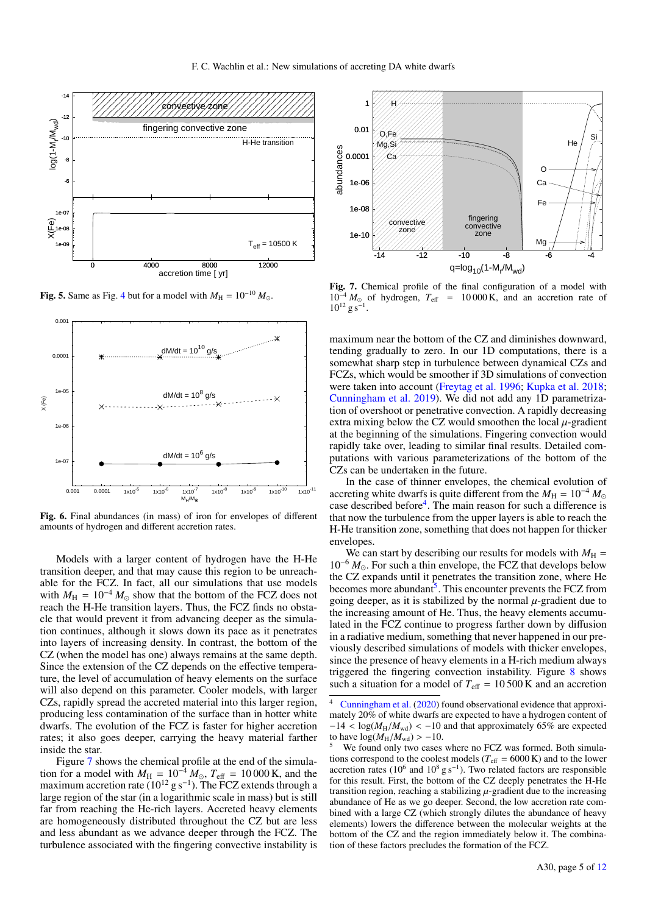**Fig. 5.** Same as Fig. 4 but for a model with $M_{\rm H} = 10^{-10}\,M_\odot$.

**Fig. 6.** Final abundances (in mass) of iron for envelopes of different amounts of hydrogen and different accretion rates.

Models with a larger content of hydrogen have the H-He transition deeper, and that may cause this region to be unreachable for the FCZ. All our simulations that use models with $M_{\rm H} = 10^{-4}\,M_\odot$ show that the bottom of the FCZ does not reach the H-He transition layers. Thus, the FCZ finds no obstacle that would prevent it from advancing deeper as the simulation continues, although it slows down its pace as it penetrates into layers of increasing density. In contrast, the bottom of the CZ (when the model has one) always remains at the same depth. Since the extension of the CZ depends on the effective temperature, the level of accumulation of heavy elements on the surface will also depend on this parameter. Cooler models, with larger CZs, rapidly spread the accreted material into this larger region, producing less contamination of the surface than in hotter white dwarfs. The evolution of the FCZ is faster for higher accretion rates; it also goes deeper, carrying the heavy material farther inside the star.

Figure 7 shows the chemical profile at the end of the simulation for a model with $M_{\rm H} = 10^{-4}\,M_\odot$, $T_{\rm eff} = 10\,000$ K, and the maximum accretion rate ($10^{12}$ g s$^{-1}$). The FCZ extends through a large region of the star (in a logarithmic scale in mass) but is still far from reaching the He-rich layers. Accreted heavy elements are homogeneously distributed throughout the CZ but are less and less abundant as we advance deeper through the FCZ. The turbulence associated with the fingering convective instability is maximum near the bottom of the CZ and diminishes downward, tending gradually to zero. In our 1D computations, there is a somewhat sharp step in turbulence between dynamical CZs and FCZs, which would be smoother if 3D simulations of convection were taken into account (Freytag et al. 1996; Kupka et al. 2018; Cunningham et al. 2019). We did not add any 1D parametrization of overshoot or penetrative convection. A rapidly decreasing extra mixing below the CZ would smoothen the local $\mu$-gradient at the beginning of the simulations. Fingering convection would rapidly take over, leading to similar final results. Detailed computations with various parameterizations of the bottom of the CZs can be undertaken in the future.

**Fig. 7.** Chemical profile of the final configuration of a model with $10^{-4}\,M_\odot$ of hydrogen, $T_{\rm eff} = 10\,000$ K, and an accretion rate of $10^{12}$ g s$^{-1}$.

In the case of thinner envelopes, the chemical evolution of accreting white dwarfs is quite different from the $M_{\rm H} = 10^{-4}\,M_\odot$ case described before[4]. The main reason for such a difference is that now the turbulence from the upper layers is able to reach the H-He transition zone, something that does not happen for thicker envelopes.

We can start by describing our results for models with $M_{\rm H} = 10^{-6}\,M_\odot$. For such a thin envelope, the FCZ that develops below the CZ expands until it penetrates the transition zone, where He becomes more abundant[5]. This encounter prevents the FCZ from going deeper, as it is stabilized by the normal $\mu$-gradient due to the increasing amount of He. Thus, the heavy elements accumulated in the FCZ continue to progress farther down by diffusion in a radiative medium, something that never happened in our previously described simulations of models with thicker envelopes, since the presence of heavy elements in a H-rich medium always triggered the fingering convection instability. Figure 8 shows such a situation for a model of $T_{\rm eff} = 10\,500$ K and an accretion

[4] Cunningham et al. (2020) found observational evidence that approximately 20% of white dwarfs are expected to have a hydrogen content of $-14 < \log(M_{\rm H}/M_{\rm wd}) < -10$ and that approximately 65% are expected to have $\log(M_{\rm H}/M_{\rm wd}) > -10$.

[5] We found only two cases where no FCZ was formed. Both simulations correspond to the coolest models ($T_{\rm eff} = 6000$ K) and to the lower accretion rates ($10^6$ and $10^8$ g s$^{-1}$). Two related factors are responsible for this result. First, the bottom of the CZ deeply penetrates the H-He transition region, reaching a stabilizing $\mu$-gradient due to the increasing abundance of He as we go deeper. Second, the low accretion rate combined with a large CZ (which strongly dilutes the abundance of heavy elements) lowers the difference between the molecular weights at the bottom of the CZ and the region immediately below it. The combination of these factors precludes the formation of the FCZ.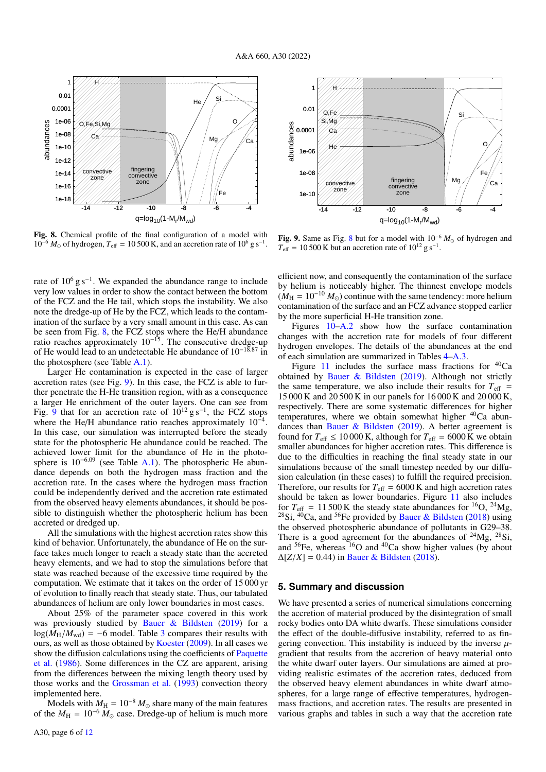**Fig. 8.** Chemical profile of the final configuration of a model with $10^{-6}\,M_{\odot}$ of hydrogen, $T_{\rm eff}$ = 10 500 K, and an accretion rate of $10^{6}$ g s$^{-1}$.

**Fig. 9.** Same as Fig. 8 but for a model with $10^{-6}\,M_{\odot}$ of hydrogen and $T_{\rm eff}$ = 10 500 K but an accretion rate of $10^{12}$ g s$^{-1}$.

rate of $10^6$ g s$^{-1}$. We expanded the abundance range to include very low values in order to show the contact between the bottom of the FCZ and the He tail, which stops the instability. We also note the dredge-up of He by the FCZ, which leads to the contamination of the surface by a very small amount in this case. As can be seen from Fig. 8, the FCZ stops where the He/H abundance ratio reaches approximately $10^{-15}$. The consecutive dredge-up of He would lead to an undetectable He abundance of $10^{-18.87}$ in the photosphere (see Table A.1).

Larger He contamination is expected in the case of larger accretion rates (see Fig. 9). In this case, the FCZ is able to further penetrate the H-He transition region, with as a consequence a larger He enrichment of the outer layers. One can see from Fig. 9 that for an accretion rate of $10^{12}$ g s$^{-1}$, the FCZ stops where the He/H abundance ratio reaches approximately $10^{-4}$. In this case, our simulation was interrupted before the steady state for the photospheric He abundance could be reached. The achieved lower limit for the abundance of He in the photosphere is $10^{-6.09}$ (see Table A.1). The photospheric He abundance depends on both the hydrogen mass fraction and the accretion rate. In the cases where the hydrogen mass fraction could be independently derived and the accretion rate estimated from the observed heavy elements abundances, it should be possible to distinguish whether the photospheric helium has been accreted or dredged up.

All the simulations with the highest accretion rates show this kind of behavior. Unfortunately, the abundance of He on the surface takes much longer to reach a steady state than the accreted heavy elements, and we had to stop the simulations before that state was reached because of the excessive time required by the computation. We estimate that it takes on the order of 15 000 yr of evolution to finally reach that steady state. Thus, our tabulated abundances of helium are only lower boundaries in most cases.

About 25% of the parameter space covered in this work was previously studied by Bauer & Bildsten (2019) for a $\log(M_{\rm H}/M_{\rm wd}) = -6$ model. Table 3 compares their results with ours, as well as those obtained by Koester (2009). In all cases we show the diffusion calculations using the coefficients of Paquette et al. (1986). Some differences in the CZ are apparent, arising from the differences between the mixing length theory used by those works and the Grossman et al. (1993) convection theory implemented here.

Models with $M_{\rm H} = 10^{-8}\,M_{\odot}$ share many of the main features of the $M_{\rm H} = 10^{-6}\,M_{\odot}$ case. Dredge-up of helium is much more efficient now, and consequently the contamination of the surface by helium is noticeably higher. The thinnest envelope models ($M_{\rm H} = 10^{-10}\,M_{\odot}$) continue with the same tendency: more helium contamination of the surface and an FCZ advance stopped earlier by the more superficial H-He transition zone.

Figures 10–A.2 show how the surface contamination changes with the accretion rate for models of four different hydrogen envelopes. The details of the abundances at the end of each simulation are summarized in Tables 4–A.3.

Figure 11 includes the surface mass fractions for $^{40}$Ca obtained by Bauer & Bildsten (2019). Although not strictly the same temperature, we also include their results for $T_{\rm eff}$ = 15 000 K and 20 500 K in our panels for 16 000 K and 20 000 K, respectively. There are some systematic differences for higher temperatures, where we obtain somewhat higher $^{40}$Ca abundances than Bauer & Bildsten (2019). A better agreement is found for $T_{\rm eff} \leq 10\,000$ K, although for $T_{\rm eff}$ = 6000 K we obtain smaller abundances for higher accretion rates. This difference is due to the difficulties in reaching the final steady state in our simulations because of the small timestep needed by our diffusion calculation (in these cases) to fulfill the required precision. Therefore, our results for $T_{\rm eff}$ = 6000 K and high accretion rates should be taken as lower boundaries. Figure 11 also includes for $T_{\rm eff}$ = 11 500 K the steady state abundances for $^{16}$O, $^{24}$Mg, $^{28}$Si, $^{40}$Ca, and $^{56}$Fe provided by Bauer & Bildsten (2018) using the observed photospheric abundance of pollutants in G29–38. There is a good agreement for the abundances of $^{24}$Mg, $^{28}$Si, and $^{56}$Fe, whereas $^{16}$O and $^{40}$Ca show higher values (by about $\Delta[Z/X] = 0.44$) in Bauer & Bildsten (2018).

## 5. Summary and discussion

We have presented a series of numerical simulations concerning the accretion of material produced by the disintegration of small rocky bodies onto DA white dwarfs. These simulations consider the effect of the double-diffusive instability, referred to as fingering convection. This instability is induced by the inverse $\mu$-gradient that results from the accretion of heavy material onto the white dwarf outer layers. Our simulations are aimed at providing realistic estimates of the accretion rates, deduced from the observed heavy element abundances in white dwarf atmospheres, for a large range of effective temperatures, hydrogen-mass fractions, and accretion rates. The results are presented in various graphs and tables in such a way that the accretion rate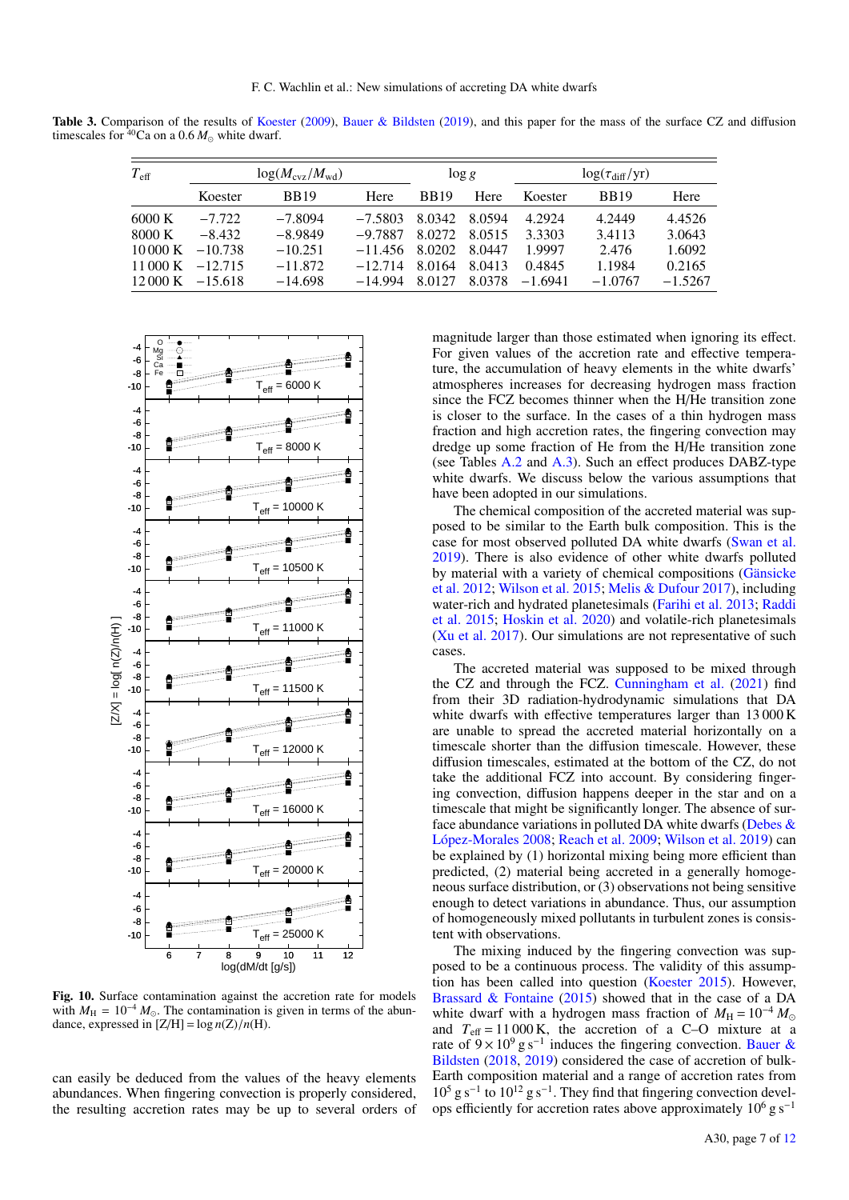**Table 3.** Comparison of the results of Koester (2009), Bauer & Bildsten (2019), and this paper for the mass of the surface CZ and diffusion timescales for $^{40}$Ca on a 0.6 $M_\odot$ white dwarf.

| $T_{\rm eff}$ | $\log(M_{\rm cvz}/M_{\rm wd})$ | | | $\log g$ | | $\log(\tau_{\rm diff}/{\rm yr})$ | | |
|---|---|---|---|---|---|---|---|---|
| | Koester | BB19 | Here | BB19 | Here | Koester | BB19 | Here |
| 6000 K | −7.722 | −7.8094 | −7.5803 | 8.0342 | 8.0594 | 4.2924 | 4.2449 | 4.4526 |
| 8000 K | −8.432 | −8.9849 | −9.7887 | 8.0272 | 8.0515 | 3.3303 | 3.4113 | 3.0643 |
| 10 000 K | −10.738 | −10.251 | −11.456 | 8.0202 | 8.0447 | 1.9997 | 2.476 | 1.6092 |
| 11 000 K | −12.715 | −11.872 | −12.714 | 8.0164 | 8.0413 | 0.4845 | 1.1984 | 0.2165 |
| 12 000 K | −15.618 | −14.698 | −14.994 | 8.0127 | 8.0378 | −1.6941 | −1.0767 | −1.5267 |

**Fig. 10.** Surface contamination against the accretion rate for models with $M_{\rm H} = 10^{-4}\,M_\odot$. The contamination is given in terms of the abundance, expressed in $[{\rm Z/H}] = \log n({\rm Z})/n({\rm H})$.

can easily be deduced from the values of the heavy elements abundances. When fingering convection is properly considered, the resulting accretion rates may be up to several orders of magnitude larger than those estimated when ignoring its effect. For given values of the accretion rate and effective temperature, the accumulation of heavy elements in the white dwarfs' atmospheres increases for decreasing hydrogen mass fraction since the FCZ becomes thinner when the H/He transition zone is closer to the surface. In the cases of a thin hydrogen mass fraction and high accretion rates, the fingering convection may dredge up some fraction of He from the H/He transition zone (see Tables A.2 and A.3). Such an effect produces DABZ-type white dwarfs. We discuss below the various assumptions that have been adopted in our simulations.

The chemical composition of the accreted material was supposed to be similar to the Earth bulk composition. This is the case for most observed polluted DA white dwarfs (Swan et al. 2019). There is also evidence of other white dwarfs polluted by material with a variety of chemical compositions (Gänsicke et al. 2012; Wilson et al. 2015; Melis & Dufour 2017), including water-rich and hydrated planetesimals (Farihi et al. 2013; Raddi et al. 2015; Hoskin et al. 2020) and volatile-rich planetesimals (Xu et al. 2017). Our simulations are not representative of such cases.

The accreted material was supposed to be mixed through the CZ and through the FCZ. Cunningham et al. (2021) find from their 3D radiation-hydrodynamic simulations that DA white dwarfs with effective temperatures larger than 13 000 K are unable to spread the accreted material horizontally on a timescale shorter than the diffusion timescale. However, these diffusion timescales, estimated at the bottom of the CZ, do not take the additional FCZ into account. By considering fingering convection, diffusion happens deeper in the star and on a timescale that might be significantly longer. The absence of surface abundance variations in polluted DA white dwarfs (Debes & López-Morales 2008; Reach et al. 2009; Wilson et al. 2019) can be explained by (1) horizontal mixing being more efficient than predicted, (2) material being accreted in a generally homogeneous surface distribution, or (3) observations not being sensitive enough to detect variations in abundance. Thus, our assumption of homogeneously mixed pollutants in turbulent zones is consistent with observations.

The mixing induced by the fingering convection was supposed to be a continuous process. The validity of this assumption has been called into question (Koester 2015). However, Brassard & Fontaine (2015) showed that in the case of a DA white dwarf with a hydrogen mass fraction of $M_{\rm H} = 10^{-4}\,M_\odot$ and $T_{\rm eff} = 11\,000$ K, the accretion of a C–O mixture at a rate of $9 \times 10^9$ g s$^{-1}$ induces the fingering convection. Bauer & Bildsten (2018, 2019) considered the case of accretion of bulk-Earth composition material and a range of accretion rates from $10^5$ g s$^{-1}$ to $10^{12}$ g s$^{-1}$. They find that fingering convection develops efficiently for accretion rates above approximately $10^6$ g s$^{-1}$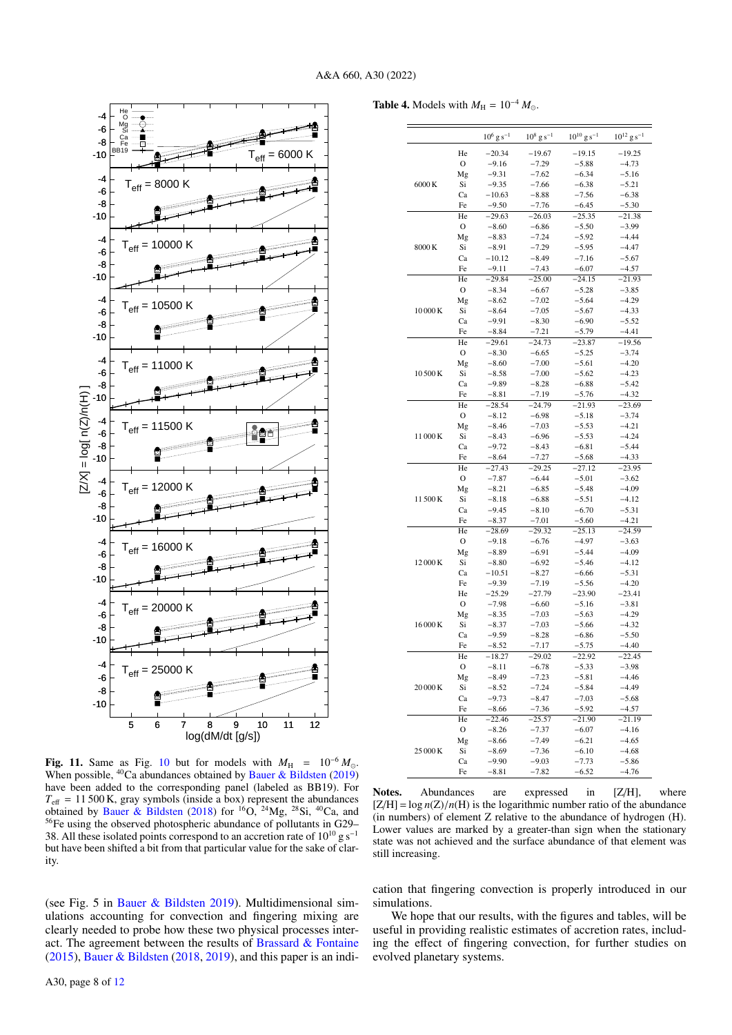**Fig. 11.** Same as Fig. 10 but for models with $M_H = 10^{-6}\,M_\odot$. When possible, $^{40}$Ca abundances obtained by Bauer & Bildsten (2019) have been added to the corresponding panel (labeled as BB19). For $T_{\rm eff} = 11\,500$ K, gray symbols (inside a box) represent the abundances obtained by Bauer & Bildsten (2018) for $^{16}$O, $^{24}$Mg, $^{28}$Si, $^{40}$Ca, and $^{56}$Fe using the observed photospheric abundance of pollutants in G29–38. All these isolated points correspond to an accretion rate of $10^{10}$ g s$^{-1}$ but have been shifted a bit from that particular value for the sake of clarity.

(see Fig. 5 in Bauer & Bildsten 2019). Multidimensional simulations accounting for convection and fingering mixing are clearly needed to probe how these two physical processes interact. The agreement between the results of Brassard & Fontaine (2015), Bauer & Bildsten (2018, 2019), and this paper is an indication that fingering convection is properly introduced in our simulations.

We hope that our results, with the figures and tables, will be useful in providing realistic estimates of accretion rates, including the effect of fingering convection, for further studies on evolved planetary systems.

**Table 4.** Models with $M_H = 10^{-4}\,M_\odot$.

| | | $10^6$ g s$^{-1}$ | $10^8$ g s$^{-1}$ | $10^{10}$ g s$^{-1}$ | $10^{12}$ g s$^{-1}$ |
|---|---|---|---|---|---|
| 6000 K | He | −20.34 | −19.67 | −19.15 | −19.25 |
| | O | −9.16 | −7.29 | −5.88 | −4.73 |
| | Mg | −9.31 | −7.62 | −6.34 | −5.16 |
| | Si | −9.35 | −7.66 | −6.38 | −5.21 |
| | Ca | −10.63 | −8.88 | −7.56 | −6.38 |
| | Fe | −9.50 | −7.76 | −6.45 | −5.30 |
| 8000 K | He | −29.63 | −26.03 | −25.35 | −21.38 |
| | O | −8.60 | −6.86 | −5.50 | −3.99 |
| | Mg | −8.83 | −7.24 | −5.92 | −4.44 |
| | Si | −8.91 | −7.29 | −5.95 | −4.47 |
| | Ca | −10.12 | −8.49 | −7.16 | −5.67 |
| | Fe | −9.11 | −7.43 | −6.07 | −4.57 |
| 10 000 K | He | −29.84 | −25.00 | −24.15 | −21.93 |
| | O | −8.34 | −6.67 | −5.28 | −3.85 |
| | Mg | −8.62 | −7.02 | −5.64 | −4.29 |
| | Si | −8.64 | −7.05 | −5.67 | −4.33 |
| | Ca | −9.91 | −8.30 | −6.90 | −5.52 |
| | Fe | −8.84 | −7.21 | −5.79 | −4.41 |
| 10 500 K | He | −29.61 | −24.73 | −23.87 | −19.56 |
| | O | −8.30 | −6.65 | −5.25 | −3.74 |
| | Mg | −8.60 | −7.00 | −5.61 | −4.20 |
| | Si | −8.58 | −7.00 | −5.62 | −4.23 |
| | Ca | −9.89 | −8.28 | −6.88 | −5.42 |
| | Fe | −8.81 | −7.19 | −5.76 | −4.32 |
| 11 000 K | He | −28.54 | −24.79 | −21.93 | −23.69 |
| | O | −8.12 | −6.98 | −5.18 | −3.74 |
| | Mg | −8.46 | −7.03 | −5.53 | −4.21 |
| | Si | −8.43 | −6.96 | −5.53 | −4.24 |
| | Ca | −9.72 | −8.43 | −6.81 | −5.44 |
| | Fe | −8.64 | −7.27 | −5.68 | −4.33 |
| 11 500 K | He | −27.43 | −29.25 | −27.12 | −23.95 |
| | O | −7.87 | −6.44 | −5.01 | −3.62 |
| | Mg | −8.21 | −6.85 | −5.48 | −4.09 |
| | Si | −8.18 | −6.88 | −5.51 | −4.12 |
| | Ca | −9.45 | −8.10 | −6.70 | −5.31 |
| | Fe | −8.37 | −7.01 | −5.60 | −4.21 |
| 12 000 K | He | −28.69 | −29.32 | −25.13 | −24.59 |
| | O | −9.18 | −6.76 | −4.97 | −3.63 |
| | Mg | −8.89 | −6.91 | −5.44 | −4.09 |
| | Si | −8.80 | −6.92 | −5.46 | −4.12 |
| | Ca | −10.51 | −8.27 | −6.66 | −5.31 |
| | Fe | −9.39 | −7.19 | −5.56 | −4.20 |
| 16 000 K | He | −25.29 | −27.79 | −23.90 | −23.41 |
| | O | −7.98 | −6.60 | −5.16 | −3.81 |
| | Mg | −8.35 | −7.03 | −5.63 | −4.29 |
| | Si | −8.37 | −7.03 | −5.66 | −4.32 |
| | Ca | −9.59 | −8.28 | −6.86 | −5.50 |
| | Fe | −8.52 | −7.17 | −5.75 | −4.40 |
| 20 000 K | He | −18.27 | −29.02 | −22.92 | −22.45 |
| | O | −8.11 | −6.78 | −5.33 | −3.98 |
| | Mg | −8.49 | −7.23 | −5.81 | −4.46 |
| | Si | −8.52 | −7.24 | −5.84 | −4.49 |
| | Ca | −9.73 | −8.47 | −7.03 | −5.68 |
| | Fe | −8.66 | −7.36 | −5.92 | −4.57 |
| 25 000 K | He | −22.46 | −25.57 | −21.90 | −21.19 |
| | O | −8.26 | −7.37 | −6.07 | −4.16 |
| | Mg | −8.66 | −7.49 | −6.21 | −4.65 |
| | Si | −8.69 | −7.36 | −6.10 | −4.68 |
| | Ca | −9.90 | −9.03 | −7.73 | −5.86 |
| | Fe | −8.81 | −7.82 | −6.52 | −4.76 |

**Notes.** Abundances are expressed in [Z/H], where [Z/H] = log $n$(Z)/$n$(H) is the logarithmic number ratio of the abundance (in numbers) of element Z relative to the abundance of hydrogen (H). Lower values are marked by a greater-than sign when the stationary state was not achieved and the surface abundance of that element was still increasing.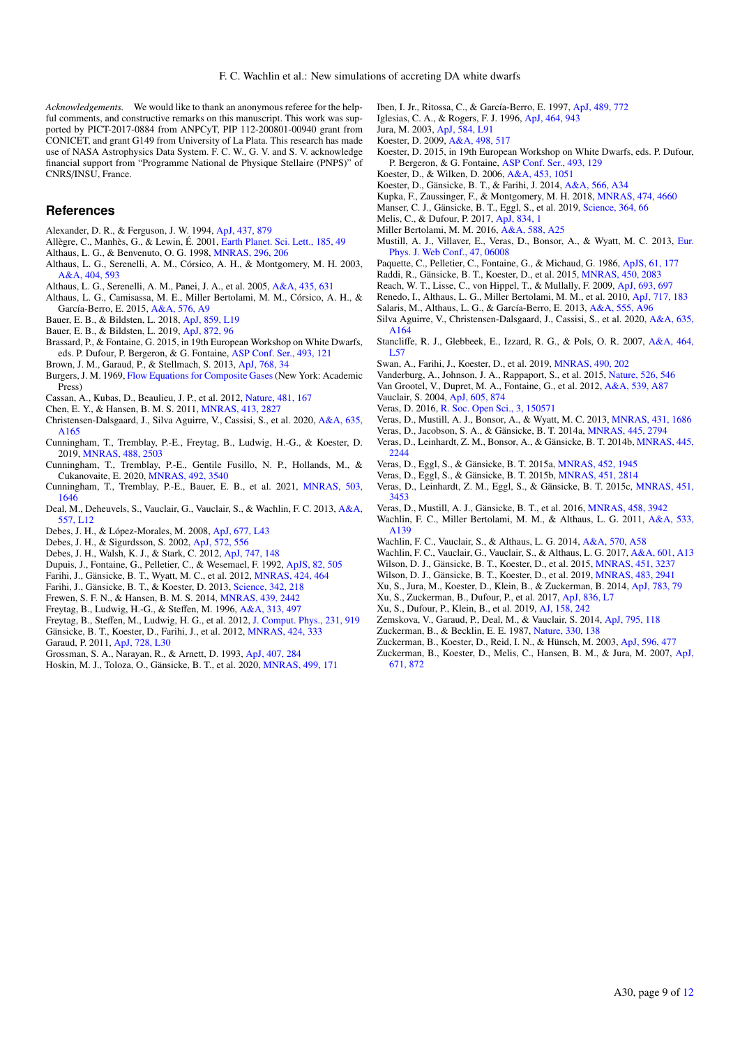*Acknowledgements.* We would like to thank an anonymous referee for the helpful comments, and constructive remarks on this manuscript. This work was supported by PICT-2017-0884 from ANPCyT, PIP 112-200801-00940 grant from CONICET, and grant G149 from University of La Plata. This research has made use of NASA Astrophysics Data System. F. C. W., G. V. and S. V. acknowledge financial support from "Programme National de Physique Stellaire (PNPS)" of CNRS/INSU, France.

## References

Alexander, D. R., & Ferguson, J. W. 1994, ApJ, 437, 879
Allègre, C., Manhès, G., & Lewin, É. 2001, Earth Planet. Sci. Lett., 185, 49
Althaus, L. G., & Benvenuto, O. G. 1998, MNRAS, 296, 206
Althaus, L. G., Serenelli, A. M., Córsico, A. H., & Montgomery, M. H. 2003, A&A, 404, 593
Althaus, L. G., Serenelli, A. M., Panei, J. A., et al. 2005, A&A, 435, 631
Althaus, L. G., Camisassa, M. E., Miller Bertolami, M. M., Córsico, A. H., & García-Berro, E. 2015, A&A, 576, A9
Bauer, E. B., & Bildsten, L. 2018, ApJ, 859, L19
Bauer, E. B., & Bildsten, L. 2019, ApJ, 872, 96
Brassard, P., & Fontaine, G. 2015, in 19th European Workshop on White Dwarfs, eds. P. Dufour, P. Bergeron, & G. Fontaine, ASP Conf. Ser., 493, 121
Brown, J. M., Garaud, P., & Stellmach, S. 2013, ApJ, 768, 34
Burgers, J. M. 1969, Flow Equations for Composite Gases (New York: Academic Press)
Cassan, A., Kubas, D., Beaulieu, J. P., et al. 2012, Nature, 481, 167
Chen, E. Y., & Hansen, B. M. S. 2011, MNRAS, 413, 2827
Christensen-Dalsgaard, J., Silva Aguirre, V., Cassisi, S., et al. 2020, A&A, 635, A165
Cunningham, T., Tremblay, P.-E., Freytag, B., Ludwig, H.-G., & Koester, D. 2019, MNRAS, 488, 2503
Cunningham, T., Tremblay, P.-E., Gentile Fusillo, N. P., Hollands, M., & Cukanovaite, E. 2020, MNRAS, 492, 3540
Cunningham, T., Tremblay, P.-E., Bauer, E. B., et al. 2021, MNRAS, 503, 1646
Deal, M., Deheuvels, S., Vauclair, G., Vauclair, S., & Wachlin, F. C. 2013, A&A, 557, L12
Debes, J. H., & López-Morales, M. 2008, ApJ, 677, L43
Debes, J. H., & Sigurdsson, S. 2002, ApJ, 572, 556
Debes, J. H., Walsh, K. J., & Stark, C. 2012, ApJ, 747, 148
Dupuis, J., Fontaine, G., Pelletier, C., & Wesemael, F. 1992, ApJS, 82, 505
Farihi, J., Gänsicke, B. T., Wyatt, M. C., et al. 2012, MNRAS, 424, 464
Farihi, J., Gänsicke, B. T., & Koester, D. 2013, Science, 342, 218
Frewen, S. F. N., & Hansen, B. M. S. 2014, MNRAS, 439, 2442
Freytag, B., Ludwig, H.-G., & Steffen, M. 1996, A&A, 313, 497
Freytag, B., Steffen, M., Ludwig, H. G., et al. 2012, J. Comput. Phys., 231, 919
Gänsicke, B. T., Koester, D., Farihi, J., et al. 2012, MNRAS, 424, 333
Garaud, P. 2011, ApJ, 728, L30
Grossman, S. A., Narayan, R., & Arnett, D. 1993, ApJ, 407, 284
Hoskin, M. J., Toloza, O., Gänsicke, B. T., et al. 2020, MNRAS, 499, 171
Iben, I. Jr., Ritossa, C., & García-Berro, E. 1997, ApJ, 489, 772
Iglesias, C. A., & Rogers, F. J. 1996, ApJ, 464, 943
Jura, M. 2003, ApJ, 584, L91
Koester, D. 2009, A&A, 498, 517
Koester, D. 2015, in 19th European Workshop on White Dwarfs, eds. P. Dufour, P. Bergeron, & G. Fontaine, ASP Conf. Ser., 493, 129
Koester, D., & Wilken, D. 2006, A&A, 453, 1051
Koester, D., Gänsicke, B. T., & Farihi, J. 2014, A&A, 566, A34
Kupka, F., Zaussinger, F., & Montgomery, M. H. 2018, MNRAS, 474, 4660
Manser, C. J., Gänsicke, B. T., Eggl, S., et al. 2019, Science, 364, 66
Melis, C., & Dufour, P. 2017, ApJ, 834, 1
Miller Bertolami, M. M. 2016, A&A, 588, A25
Mustill, A. J., Villaver, E., Veras, D., Bonsor, A., & Wyatt, M. C. 2013, Eur. Phys. J. Web Conf., 47, 06008
Paquette, C., Pelletier, C., Fontaine, G., & Michaud, G. 1986, ApJS, 61, 177
Raddi, R., Gänsicke, B. T., Koester, D., et al. 2015, MNRAS, 450, 2083
Reach, W. T., Lisse, C., von Hippel, T., & Mullally, F. 2009, ApJ, 693, 697
Renedo, I., Althaus, L. G., Miller Bertolami, M. M., et al. 2010, ApJ, 717, 183
Salaris, M., Althaus, L. G., & García-Berro, E. 2013, A&A, 555, A96
Silva Aguirre, V., Christensen-Dalsgaard, J., Cassisi, S., et al. 2020, A&A, 635, A164
Stancliffe, R. J., Glebbeek, E., Izzard, R. G., & Pols, O. R. 2007, A&A, 464, L57
Swan, A., Farihi, J., Koester, D., et al. 2019, MNRAS, 490, 202
Vanderburg, A., Johnson, J. A., Rappaport, S., et al. 2015, Nature, 526, 546
Van Grootel, V., Dupret, M. A., Fontaine, G., et al. 2012, A&A, 539, A87
Vauclair, S. 2004, ApJ, 605, 874
Veras, D. 2016, R. Soc. Open Sci., 3, 150571
Veras, D., Mustill, A. J., Bonsor, A., & Wyatt, M. C. 2013, MNRAS, 431, 1686
Veras, D., Jacobson, S. A., & Gänsicke, B. T. 2014a, MNRAS, 445, 2794
Veras, D., Leinhardt, Z. M., Bonsor, A., & Gänsicke, B. T. 2014b, MNRAS, 445, 2244
Veras, D., Eggl, S., & Gänsicke, B. T. 2015a, MNRAS, 452, 1945
Veras, D., Eggl, S., & Gänsicke, B. T. 2015b, MNRAS, 451, 2814
Veras, D., Leinhardt, Z. M., Eggl, S., & Gänsicke, B. T. 2015c, MNRAS, 451, 3453
Veras, D., Mustill, A. J., Gänsicke, B. T., et al. 2016, MNRAS, 458, 3942
Wachlin, F. C., Miller Bertolami, M. M., & Althaus, L. G. 2011, A&A, 533, A139
Wachlin, F. C., Vauclair, S., & Althaus, L. G. 2014, A&A, 570, A58
Wachlin, F. C., Vauclair, G., Vauclair, S., & Althaus, L. G. 2017, A&A, 601, A13
Wilson, D. J., Gänsicke, B. T., Koester, D., et al. 2015, MNRAS, 451, 3237
Wilson, D. J., Gänsicke, B. T., Koester, D., et al. 2019, MNRAS, 483, 2941
Xu, S., Jura, M., Koester, D., Klein, B., & Zuckerman, B. 2014, ApJ, 783, 79
Xu, S., Zuckerman, B., Dufour, P., et al. 2017, ApJ, 836, L7
Xu, S., Dufour, P., Klein, B., et al. 2019, AJ, 158, 242
Zemskova, V., Garaud, P., Deal, M., & Vauclair, S. 2014, ApJ, 795, 118
Zuckerman, B., & Becklin, E. E. 1987, Nature, 330, 138
Zuckerman, B., Koester, D., Reid, I. N., & Hünsch, M. 2003, ApJ, 596, 477
Zuckerman, B., Koester, D., Melis, C., Hansen, B. M., & Jura, M. 2007, ApJ, 671, 872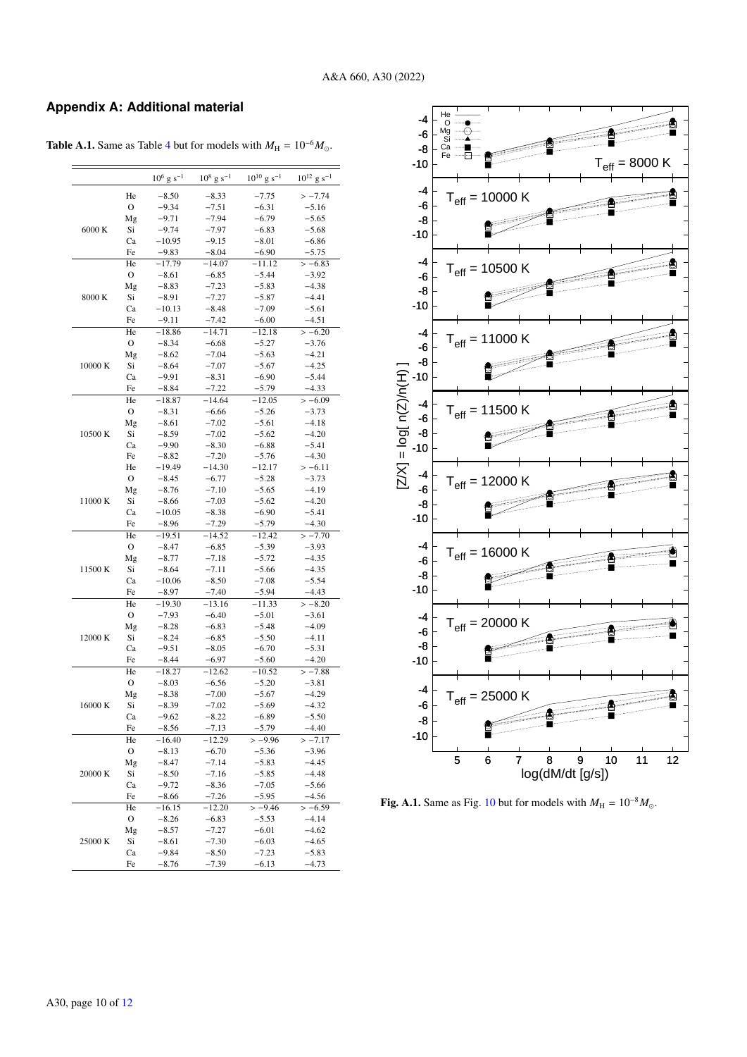## Appendix A: Additional material

**Table A.1.** Same as Table 4 but for models with $M_{\rm H} = 10^{-6} M_{\odot}$.

| | | $10^6$ g s$^{-1}$ | $10^8$ g s$^{-1}$ | $10^{10}$ g s$^{-1}$ | $10^{12}$ g s$^{-1}$ |
|---|---|---|---|---|---|
| 6000 K | He | −8.50 | −8.33 | −7.75 | > −7.74 |
| | O | −9.34 | −7.51 | −6.31 | −5.16 |
| | Mg | −9.71 | −7.94 | −6.79 | −5.65 |
| | Si | −9.74 | −7.97 | −6.83 | −5.68 |
| | Ca | −10.95 | −9.15 | −8.01 | −6.86 |
| | Fe | −9.83 | −8.04 | −6.90 | −5.75 |
| 8000 K | He | −17.79 | −14.07 | −11.12 | > −6.83 |
| | O | −8.61 | −6.85 | −5.44 | −3.92 |
| | Mg | −8.83 | −7.23 | −5.83 | −4.38 |
| | Si | −8.91 | −7.27 | −5.87 | −4.41 |
| | Ca | −10.13 | −8.48 | −7.09 | −5.61 |
| | Fe | −9.11 | −7.42 | −6.00 | −4.51 |
| 10000 K | He | −18.86 | −14.71 | −12.18 | > −6.20 |
| | O | −8.34 | −6.68 | −5.27 | −3.76 |
| | Mg | −8.62 | −7.04 | −5.63 | −4.21 |
| | Si | −8.64 | −7.07 | −5.67 | −4.25 |
| | Ca | −9.91 | −8.31 | −6.90 | −5.44 |
| | Fe | −8.84 | −7.22 | −5.79 | −4.33 |
| 10500 K | He | −18.87 | −14.64 | −12.05 | > −6.09 |
| | O | −8.31 | −6.66 | −5.26 | −3.73 |
| | Mg | −8.61 | −7.02 | −5.61 | −4.18 |
| | Si | −8.59 | −7.02 | −5.62 | −4.20 |
| | Ca | −9.90 | −8.30 | −6.88 | −5.41 |
| | Fe | −8.82 | −7.20 | −5.76 | −4.30 |
| 11000 K | He | −19.49 | −14.30 | −12.17 | > −6.11 |
| | O | −8.45 | −6.77 | −5.28 | −3.73 |
| | Mg | −8.76 | −7.10 | −5.65 | −4.19 |
| | Si | −8.66 | −7.03 | −5.62 | −4.20 |
| | Ca | −10.05 | −8.38 | −6.90 | −5.41 |
| | Fe | −8.96 | −7.29 | −5.79 | −4.30 |
| 11500 K | He | −19.51 | −14.52 | −12.42 | > −7.70 |
| | O | −8.47 | −6.85 | −5.39 | −3.93 |
| | Mg | −8.77 | −7.18 | −5.72 | −4.35 |
| | Si | −8.64 | −7.11 | −5.66 | −4.35 |
| | Ca | −10.06 | −8.50 | −7.08 | −5.54 |
| | Fe | −8.97 | −7.40 | −5.94 | −4.43 |
| 12000 K | He | −19.30 | −13.16 | −11.33 | > −8.20 |
| | O | −7.93 | −6.40 | −5.01 | −3.61 |
| | Mg | −8.28 | −6.83 | −5.48 | −4.09 |
| | Si | −8.24 | −6.85 | −5.50 | −4.11 |
| | Ca | −9.51 | −8.05 | −6.70 | −5.31 |
| | Fe | −8.44 | −6.97 | −5.60 | −4.20 |
| 16000 K | He | −18.27 | −12.62 | −10.52 | > −7.88 |
| | O | −8.03 | −6.56 | −5.20 | −3.81 |
| | Mg | −8.38 | −7.00 | −5.67 | −4.29 |
| | Si | −8.39 | −7.02 | −5.69 | −4.32 |
| | Ca | −9.62 | −8.22 | −6.89 | −5.50 |
| | Fe | −8.56 | −7.13 | −5.79 | −4.40 |
| 20000 K | He | −16.40 | −12.29 | > −9.96 | > −7.17 |
| | O | −8.13 | −6.70 | −5.36 | −3.96 |
| | Mg | −8.47 | −7.14 | −5.83 | −4.45 |
| | Si | −8.50 | −7.16 | −5.85 | −4.48 |
| | Ca | −9.72 | −8.36 | −7.05 | −5.66 |
| | Fe | −8.66 | −7.26 | −5.95 | −4.56 |
| 25000 K | He | −16.15 | −12.20 | > −9.46 | > −6.59 |
| | O | −8.26 | −6.83 | −5.53 | −4.14 |
| | Mg | −8.57 | −7.27 | −6.01 | −4.62 |
| | Si | −8.61 | −7.30 | −6.03 | −4.65 |
| | Ca | −9.84 | −8.50 | −7.23 | −5.83 |
| | Fe | −8.76 | −7.39 | −6.13 | −4.73 |

**Fig. A.1.** Same as Fig. 10 but for models with $M_{\rm H} = 10^{-8} M_{\odot}$.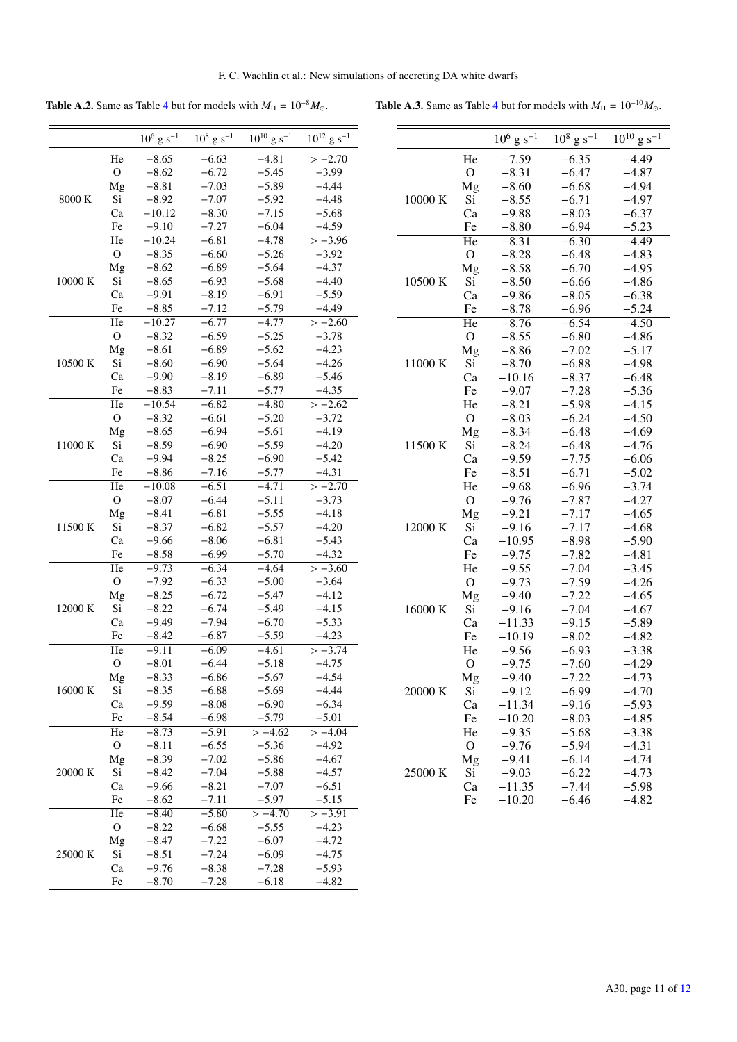**Table A.2.** Same as Table 4 but for models with $M_{\rm H} = 10^{-8} M_{\odot}$.

| | | $10^6$ g s$^{-1}$ | $10^8$ g s$^{-1}$ | $10^{10}$ g s$^{-1}$ | $10^{12}$ g s$^{-1}$ |
|---|---|---|---|---|---|
| 8000 K | He | $-8.65$ | $-6.63$ | $-4.81$ | $> -2.70$ |
| | O | $-8.62$ | $-6.72$ | $-5.45$ | $-3.99$ |
| | Mg | $-8.81$ | $-7.03$ | $-5.89$ | $-4.44$ |
| | Si | $-8.92$ | $-7.07$ | $-5.92$ | $-4.48$ |
| | Ca | $-10.12$ | $-8.30$ | $-7.15$ | $-5.68$ |
| | Fe | $-9.10$ | $-7.27$ | $-6.04$ | $-4.59$ |
| 10000 K | He | $-10.24$ | $-6.81$ | $-4.78$ | $> -3.96$ |
| | O | $-8.35$ | $-6.60$ | $-5.26$ | $-3.92$ |
| | Mg | $-8.62$ | $-6.89$ | $-5.64$ | $-4.37$ |
| | Si | $-8.65$ | $-6.93$ | $-5.68$ | $-4.40$ |
| | Ca | $-9.91$ | $-8.19$ | $-6.91$ | $-5.59$ |
| | Fe | $-8.85$ | $-7.12$ | $-5.79$ | $-4.49$ |
| 10500 K | He | $-10.27$ | $-6.77$ | $-4.77$ | $> -2.60$ |
| | O | $-8.32$ | $-6.59$ | $-5.25$ | $-3.78$ |
| | Mg | $-8.61$ | $-6.89$ | $-5.62$ | $-4.23$ |
| | Si | $-8.60$ | $-6.90$ | $-5.64$ | $-4.26$ |
| | Ca | $-9.90$ | $-8.19$ | $-6.89$ | $-5.46$ |
| | Fe | $-8.83$ | $-7.11$ | $-5.77$ | $-4.35$ |
| 11000 K | He | $-10.54$ | $-6.82$ | $-4.80$ | $> -2.62$ |
| | O | $-8.32$ | $-6.61$ | $-5.20$ | $-3.72$ |
| | Mg | $-8.65$ | $-6.94$ | $-5.61$ | $-4.19$ |
| | Si | $-8.59$ | $-6.90$ | $-5.59$ | $-4.20$ |
| | Ca | $-9.94$ | $-8.25$ | $-6.90$ | $-5.42$ |
| | Fe | $-8.86$ | $-7.16$ | $-5.77$ | $-4.31$ |
| 11500 K | He | $-10.08$ | $-6.51$ | $-4.71$ | $> -2.70$ |
| | O | $-8.07$ | $-6.44$ | $-5.11$ | $-3.73$ |
| | Mg | $-8.41$ | $-6.81$ | $-5.55$ | $-4.18$ |
| | Si | $-8.37$ | $-6.82$ | $-5.57$ | $-4.20$ |
| | Ca | $-9.66$ | $-8.06$ | $-6.81$ | $-5.43$ |
| | Fe | $-8.58$ | $-6.99$ | $-5.70$ | $-4.32$ |
| 12000 K | He | $-9.73$ | $-6.34$ | $-4.64$ | $> -3.60$ |
| | O | $-7.92$ | $-6.33$ | $-5.00$ | $-3.64$ |
| | Mg | $-8.25$ | $-6.72$ | $-5.47$ | $-4.12$ |
| | Si | $-8.22$ | $-6.74$ | $-5.49$ | $-4.15$ |
| | Ca | $-9.49$ | $-7.94$ | $-6.70$ | $-5.33$ |
| | Fe | $-8.42$ | $-6.87$ | $-5.59$ | $-4.23$ |
| 16000 K | He | $-9.11$ | $-6.09$ | $-4.61$ | $> -3.74$ |
| | O | $-8.01$ | $-6.44$ | $-5.18$ | $-4.75$ |
| | Mg | $-8.33$ | $-6.86$ | $-5.67$ | $-4.54$ |
| | Si | $-8.35$ | $-6.88$ | $-5.69$ | $-4.44$ |
| | Ca | $-9.59$ | $-8.08$ | $-6.90$ | $-6.34$ |
| | Fe | $-8.54$ | $-6.98$ | $-5.79$ | $-5.01$ |
| 20000 K | He | $-8.73$ | $-5.91$ | $> -4.62$ | $> -4.04$ |
| | O | $-8.11$ | $-6.55$ | $-5.36$ | $-4.92$ |
| | Mg | $-8.39$ | $-7.02$ | $-5.86$ | $-4.67$ |
| | Si | $-8.42$ | $-7.04$ | $-5.88$ | $-4.57$ |
| | Ca | $-9.66$ | $-8.21$ | $-7.07$ | $-6.51$ |
| | Fe | $-8.62$ | $-7.11$ | $-5.97$ | $-5.15$ |
| 25000 K | He | $-8.40$ | $-5.80$ | $> -4.70$ | $> -3.91$ |
| | O | $-8.22$ | $-6.68$ | $-5.55$ | $-4.23$ |
| | Mg | $-8.47$ | $-7.22$ | $-6.07$ | $-4.72$ |
| | Si | $-8.51$ | $-7.24$ | $-6.09$ | $-4.75$ |
| | Ca | $-9.76$ | $-8.38$ | $-7.28$ | $-5.93$ |
| | Fe | $-8.70$ | $-7.28$ | $-6.18$ | $-4.82$ |

**Table A.3.** Same as Table 4 but for models with $M_{\rm H} = 10^{-10} M_{\odot}$.

| | | $10^6$ g s$^{-1}$ | $10^8$ g s$^{-1}$ | $10^{10}$ g s$^{-1}$ |
|---|---|---|---|---|
| 10000 K | He | $-7.59$ | $-6.35$ | $-4.49$ |
| | O | $-8.31$ | $-6.47$ | $-4.87$ |
| | Mg | $-8.60$ | $-6.68$ | $-4.94$ |
| | Si | $-8.55$ | $-6.71$ | $-4.97$ |
| | Ca | $-9.88$ | $-8.03$ | $-6.37$ |
| | Fe | $-8.80$ | $-6.94$ | $-5.23$ |
| 10500 K | He | $-8.31$ | $-6.30$ | $-4.49$ |
| | O | $-8.28$ | $-6.48$ | $-4.83$ |
| | Mg | $-8.58$ | $-6.70$ | $-4.95$ |
| | Si | $-8.50$ | $-6.66$ | $-4.86$ |
| | Ca | $-9.86$ | $-8.05$ | $-6.38$ |
| | Fe | $-8.78$ | $-6.96$ | $-5.24$ |
| 11000 K | He | $-8.76$ | $-6.54$ | $-4.50$ |
| | O | $-8.55$ | $-6.80$ | $-4.86$ |
| | Mg | $-8.86$ | $-7.02$ | $-5.17$ |
| | Si | $-8.70$ | $-6.88$ | $-4.98$ |
| | Ca | $-10.16$ | $-8.37$ | $-6.48$ |
| | Fe | $-9.07$ | $-7.28$ | $-5.36$ |
| 11500 K | He | $-8.21$ | $-5.98$ | $-4.15$ |
| | O | $-8.03$ | $-6.24$ | $-4.50$ |
| | Mg | $-8.34$ | $-6.48$ | $-4.69$ |
| | Si | $-8.24$ | $-6.48$ | $-4.76$ |
| | Ca | $-9.59$ | $-7.75$ | $-6.06$ |
| | Fe | $-8.51$ | $-6.71$ | $-5.02$ |
| 12000 K | He | $-9.68$ | $-6.96$ | $-3.74$ |
| | O | $-9.76$ | $-7.87$ | $-4.27$ |
| | Mg | $-9.21$ | $-7.17$ | $-4.65$ |
| | Si | $-9.16$ | $-7.17$ | $-4.68$ |
| | Ca | $-10.95$ | $-8.98$ | $-5.90$ |
| | Fe | $-9.75$ | $-7.82$ | $-4.81$ |
| 16000 K | He | $-9.55$ | $-7.04$ | $-3.45$ |
| | O | $-9.73$ | $-7.59$ | $-4.26$ |
| | Mg | $-9.40$ | $-7.22$ | $-4.65$ |
| | Si | $-9.16$ | $-7.04$ | $-4.67$ |
| | Ca | $-11.33$ | $-9.15$ | $-5.89$ |
| | Fe | $-10.19$ | $-8.02$ | $-4.82$ |
| 20000 K | He | $-9.56$ | $-6.93$ | $-3.38$ |
| | O | $-9.75$ | $-7.60$ | $-4.29$ |
| | Mg | $-9.40$ | $-7.22$ | $-4.73$ |
| | Si | $-9.12$ | $-6.99$ | $-4.70$ |
| | Ca | $-11.34$ | $-9.16$ | $-5.93$ |
| | Fe | $-10.20$ | $-8.03$ | $-4.85$ |
| 25000 K | He | $-9.35$ | $-5.68$ | $-3.38$ |
| | O | $-9.76$ | $-5.94$ | $-4.31$ |
| | Mg | $-9.41$ | $-6.14$ | $-4.74$ |
| | Si | $-9.03$ | $-6.22$ | $-4.73$ |
| | Ca | $-11.35$ | $-7.44$ | $-5.98$ |
| | Fe | $-10.20$ | $-6.46$ | $-4.82$ |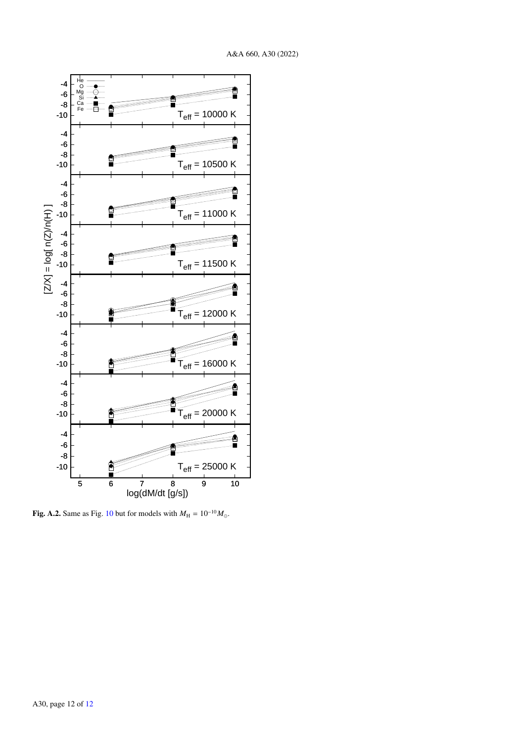He
O
Mg
Si
Ca
Fe

$T_{\rm eff}$ = 10000 K

$T_{\rm eff}$ = 10500 K

$T_{\rm eff}$ = 11000 K

$T_{\rm eff}$ = 11500 K

$T_{\rm eff}$ = 12000 K

$T_{\rm eff}$ = 16000 K

$T_{\rm eff}$ = 20000 K

$T_{\rm eff}$ = 25000 K

-4
-6
-8
-10

[Z/X] = log[ n(Z)/n(H) ]

5 6 7 8 9 10

log(dM/dt [g/s])

**Fig. A.2.** Same as Fig. 10 but for models with $M_{\rm H} = 10^{-10} M_{\odot}$.